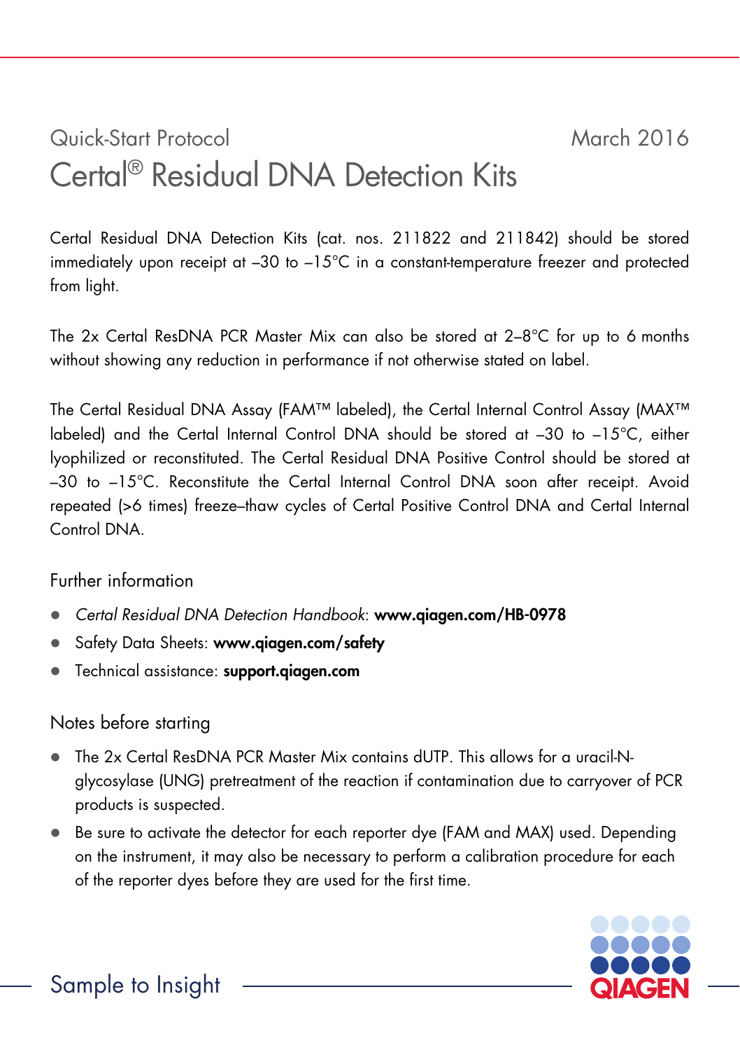Quick-Start Protocol March 2016

# Certal® Residual DNA Detection Kits

Certal Residual DNA Detection Kits (cat. nos. 211822 and 211842) should be stored immediately upon receipt at –30 to –15°C in a constant-temperature freezer and protected from light.

The 2x Certal ResDNA PCR Master Mix can also be stored at 2–8°C for up to 6 months without showing any reduction in performance if not otherwise stated on label.

The Certal Residual DNA Assay (FAM™ labeled), the Certal Internal Control Assay (MAX™ labeled) and the Certal Internal Control DNA should be stored at –30 to –15°C, either lyophilized or reconstituted. The Certal Residual DNA Positive Control should be stored at –30 to –15°C. Reconstitute the Certal Internal Control DNA soon after receipt. Avoid repeated (>6 times) freeze–thaw cycles of Certal Positive Control DNA and Certal Internal Control DNA.

## Further information

- *Certal Residual DNA Detection Handbook*: **www.qiagen.com/HB-0978**
- Safety Data Sheets: **www.qiagen.com/safety**
- Technical assistance: **support.qiagen.com**

## Notes before starting

- The 2x Certal ResDNA PCR Master Mix contains dUTP. This allows for a uracil-N-glycosylase (UNG) pretreatment of the reaction if contamination due to carryover of PCR products is suspected.
- Be sure to activate the detector for each reporter dye (FAM and MAX) used. Depending on the instrument, it may also be necessary to perform a calibration procedure for each of the reporter dyes before they are used for the first time.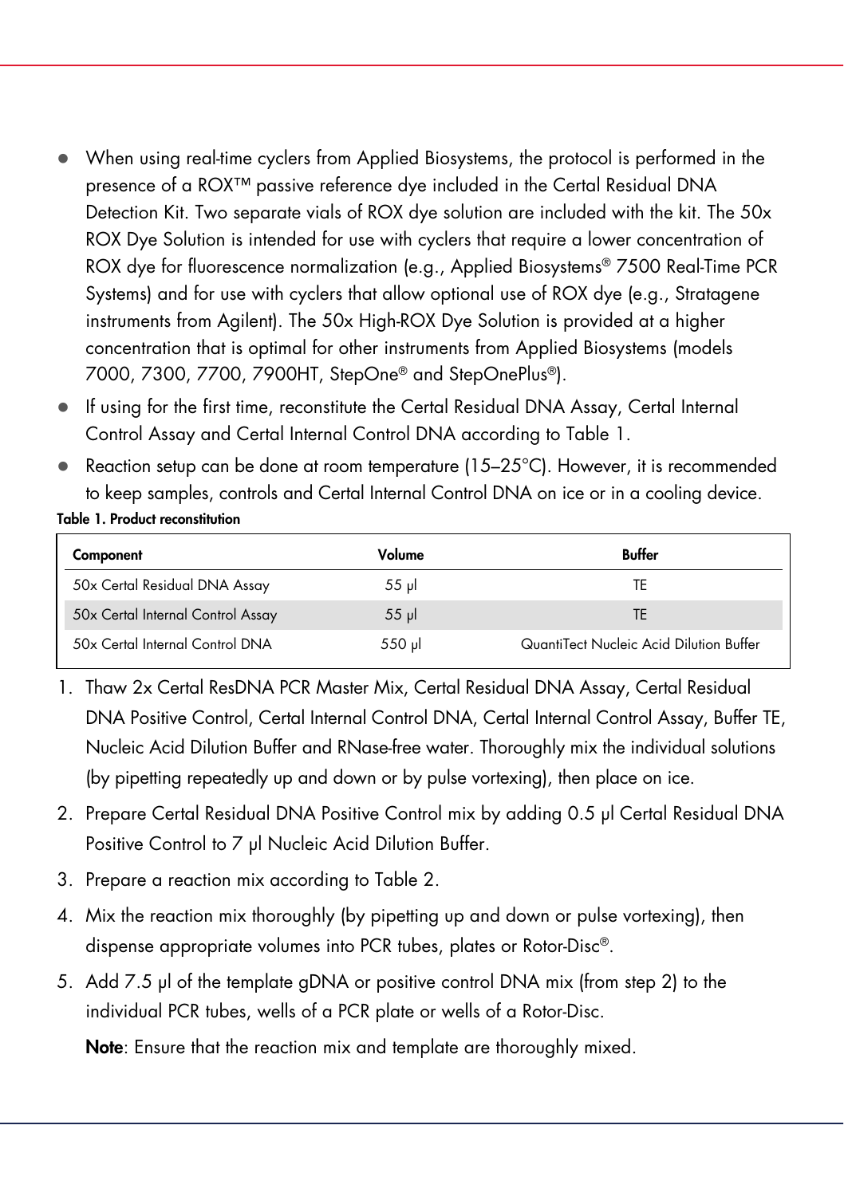- When using real-time cyclers from Applied Biosystems, the protocol is performed in the presence of a ROX™ passive reference dye included in the Certal Residual DNA Detection Kit. Two separate vials of ROX dye solution are included with the kit. The 50x ROX Dye Solution is intended for use with cyclers that require a lower concentration of ROX dye for fluorescence normalization (e.g., Applied Biosystems® 7500 Real-Time PCR Systems) and for use with cyclers that allow optional use of ROX dye (e.g., Stratagene instruments from Agilent). The 50x High-ROX Dye Solution is provided at a higher concentration that is optimal for other instruments from Applied Biosystems (models 7000, 7300, 7700, 7900HT, StepOne® and StepOnePlus®).
- If using for the first time, reconstitute the Certal Residual DNA Assay, Certal Internal Control Assay and Certal Internal Control DNA according to Table 1.
- Reaction setup can be done at room temperature (15–25°C). However, it is recommended to keep samples, controls and Certal Internal Control DNA on ice or in a cooling device.

**Table 1. Product reconstitution**

| Component | Volume | Buffer |
|---|---|---|
| 50x Certal Residual DNA Assay | 55 µl | TE |
| 50x Certal Internal Control Assay | 55 µl | TE |
| 50x Certal Internal Control DNA | 550 µl | QuantiTect Nucleic Acid Dilution Buffer |

1. Thaw 2x Certal ResDNA PCR Master Mix, Certal Residual DNA Assay, Certal Residual DNA Positive Control, Certal Internal Control DNA, Certal Internal Control Assay, Buffer TE, Nucleic Acid Dilution Buffer and RNase-free water. Thoroughly mix the individual solutions (by pipetting repeatedly up and down or by pulse vortexing), then place on ice.
2. Prepare Certal Residual DNA Positive Control mix by adding 0.5 µl Certal Residual DNA Positive Control to 7 µl Nucleic Acid Dilution Buffer.
3. Prepare a reaction mix according to Table 2.
4. Mix the reaction mix thoroughly (by pipetting up and down or pulse vortexing), then dispense appropriate volumes into PCR tubes, plates or Rotor-Disc®.
5. Add 7.5 µl of the template gDNA or positive control DNA mix (from step 2) to the individual PCR tubes, wells of a PCR plate or wells of a Rotor-Disc.

   **Note**: Ensure that the reaction mix and template are thoroughly mixed.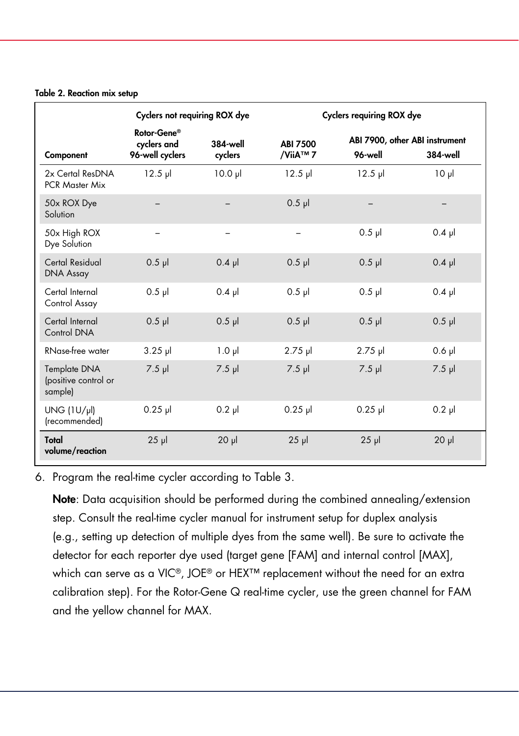**Table 2. Reaction mix setup**

| | Cyclers not requiring ROX dye | | Cyclers requiring ROX dye | | |
|---|---|---|---|---|---|
| | | | | ABI 7900, other ABI instrument | |
| Component | Rotor-Gene® cyclers and 96-well cyclers | 384-well cyclers | ABI 7500 /ViiA™ 7 | 96-well | 384-well |
| 2x Certal ResDNA PCR Master Mix | 12.5 µl | 10.0 µl | 12.5 µl | 12.5 µl | 10 µl |
| 50x ROX Dye Solution | – | – | 0.5 µl | – | – |
| 50x High ROX Dye Solution | – | – | – | 0.5 µl | 0.4 µl |
| Certal Residual DNA Assay | 0.5 µl | 0.4 µl | 0.5 µl | 0.5 µl | 0.4 µl |
| Certal Internal Control Assay | 0.5 µl | 0.4 µl | 0.5 µl | 0.5 µl | 0.4 µl |
| Certal Internal Control DNA | 0.5 µl | 0.5 µl | 0.5 µl | 0.5 µl | 0.5 µl |
| RNase-free water | 3.25 µl | 1.0 µl | 2.75 µl | 2.75 µl | 0.6 µl |
| Template DNA (positive control or sample) | 7.5 µl | 7.5 µl | 7.5 µl | 7.5 µl | 7.5 µl |
| UNG (1U/µl) (recommended) | 0.25 µl | 0.2 µl | 0.25 µl | 0.25 µl | 0.2 µl |
| **Total volume/reaction** | 25 µl | 20 µl | 25 µl | 25 µl | 20 µl |

6. Program the real-time cycler according to Table 3.

   **Note**: Data acquisition should be performed during the combined annealing/extension step. Consult the real-time cycler manual for instrument setup for duplex analysis (e.g., setting up detection of multiple dyes from the same well). Be sure to activate the detector for each reporter dye used (target gene [FAM] and internal control [MAX], which can serve as a VIC®, JOE® or HEX™ replacement without the need for an extra calibration step). For the Rotor-Gene Q real-time cycler, use the green channel for FAM and the yellow channel for MAX.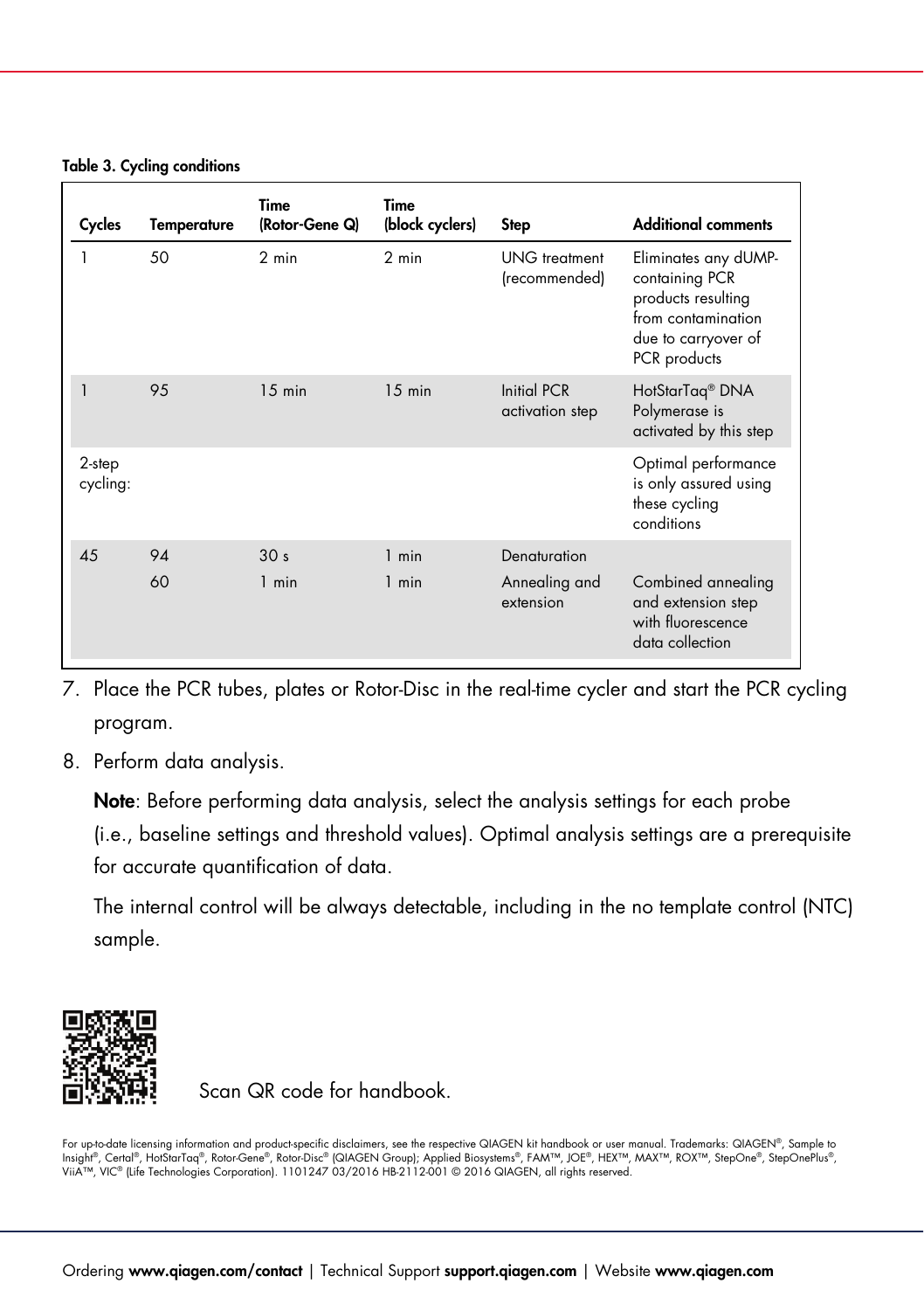**Table 3. Cycling conditions**

| Cycles | Temperature | Time (Rotor-Gene Q) | Time (block cyclers) | Step | Additional comments |
|---|---|---|---|---|---|
| 1 | 50 | 2 min | 2 min | UNG treatment (recommended) | Eliminates any dUMP-containing PCR products resulting from contamination due to carryover of PCR products |
| 1 | 95 | 15 min | 15 min | Initial PCR activation step | HotStarTaq® DNA Polymerase is activated by this step |
| 2-step cycling: | | | | | Optimal performance is only assured using these cycling conditions |
| 45 | 94 | 30 s | 1 min | Denaturation | |
| | 60 | 1 min | 1 min | Annealing and extension | Combined annealing and extension step with fluorescence data collection |

7. Place the PCR tubes, plates or Rotor-Disc in the real-time cycler and start the PCR cycling program.
8. Perform data analysis.

   **Note**: Before performing data analysis, select the analysis settings for each probe (i.e., baseline settings and threshold values). Optimal analysis settings are a prerequisite for accurate quantification of data.

   The internal control will be always detectable, including in the no template control (NTC) sample.

Scan QR code for handbook.

For up-to-date licensing information and product-specific disclaimers, see the respective QIAGEN kit handbook or user manual. Trademarks: QIAGEN®, Sample to Insight®, Certal®, HotStarTaq®, Rotor-Gene®, Rotor-Disc® (QIAGEN Group); Applied Biosystems®, FAM™, JOE®, HEX™, MAX™, ROX™, StepOne®, StepOnePlus®, ViiA™, VIC® (Life Technologies Corporation). 1101247 03/2016 HB-2112-001 © 2016 QIAGEN, all rights reserved.

Ordering **www.qiagen.com/contact** | Technical Support **support.qiagen.com** | Website **www.qiagen.com**